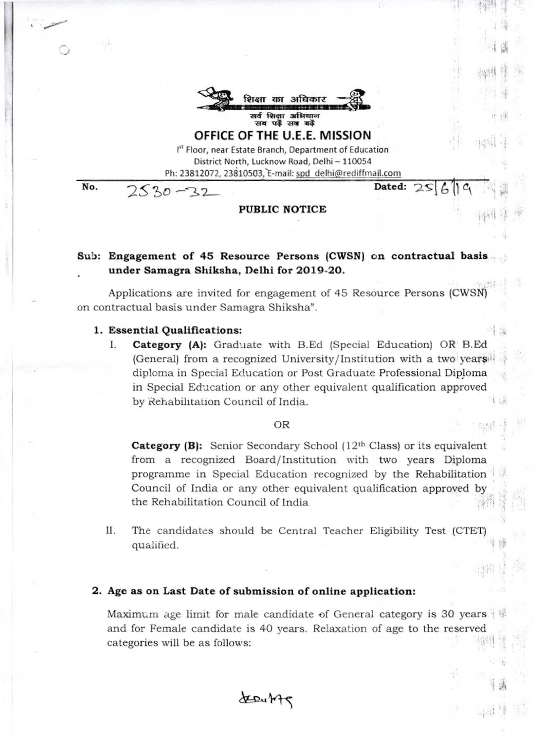शिक्षा का अधिकार

सर्व शिक्षा अभियान
सब पढ़ें सब बढ़ें

# OFFICE OF THE U.E.E. MISSION

1st Floor, near Estate Branch, Department of Education
District North, Lucknow Road, Delhi – 110054
Ph: 23812072, 23810503, E-mail: spd_delhi@rediffmail.com

**No.** 2530-32 **Dated:** 25/6/19

## PUBLIC NOTICE

**Sub: Engagement of 45 Resource Persons (CWSN) on contractual basis under Samagra Shiksha, Delhi for 2019-20.**

Applications are invited for engagement of 45 Resource Persons (CWSN) on contractual basis under Samagra Shiksha".

**1. Essential Qualifications:**

I. **Category (A):** Graduate with B.Ed (Special Education) OR B.Ed (General) from a recognized University/Institution with a two years diploma in Special Education or Post Graduate Professional Diploma in Special Education or any other equivalent qualification approved by Rehabilitation Council of India.

OR

**Category (B):** Senior Secondary School (12th Class) or its equivalent from a recognized Board/Institution with two years Diploma programme in Special Education recognized by the Rehabilitation Council of India or any other equivalent qualification approved by the Rehabilitation Council of India

II. The candidates should be Central Teacher Eligibility Test (CTET) qualified.

**2. Age as on Last Date of submission of online application:**

Maximum age limit for male candidate of General category is 30 years and for Female candidate is 40 years. Relaxation of age to the reserved categories will be as follows: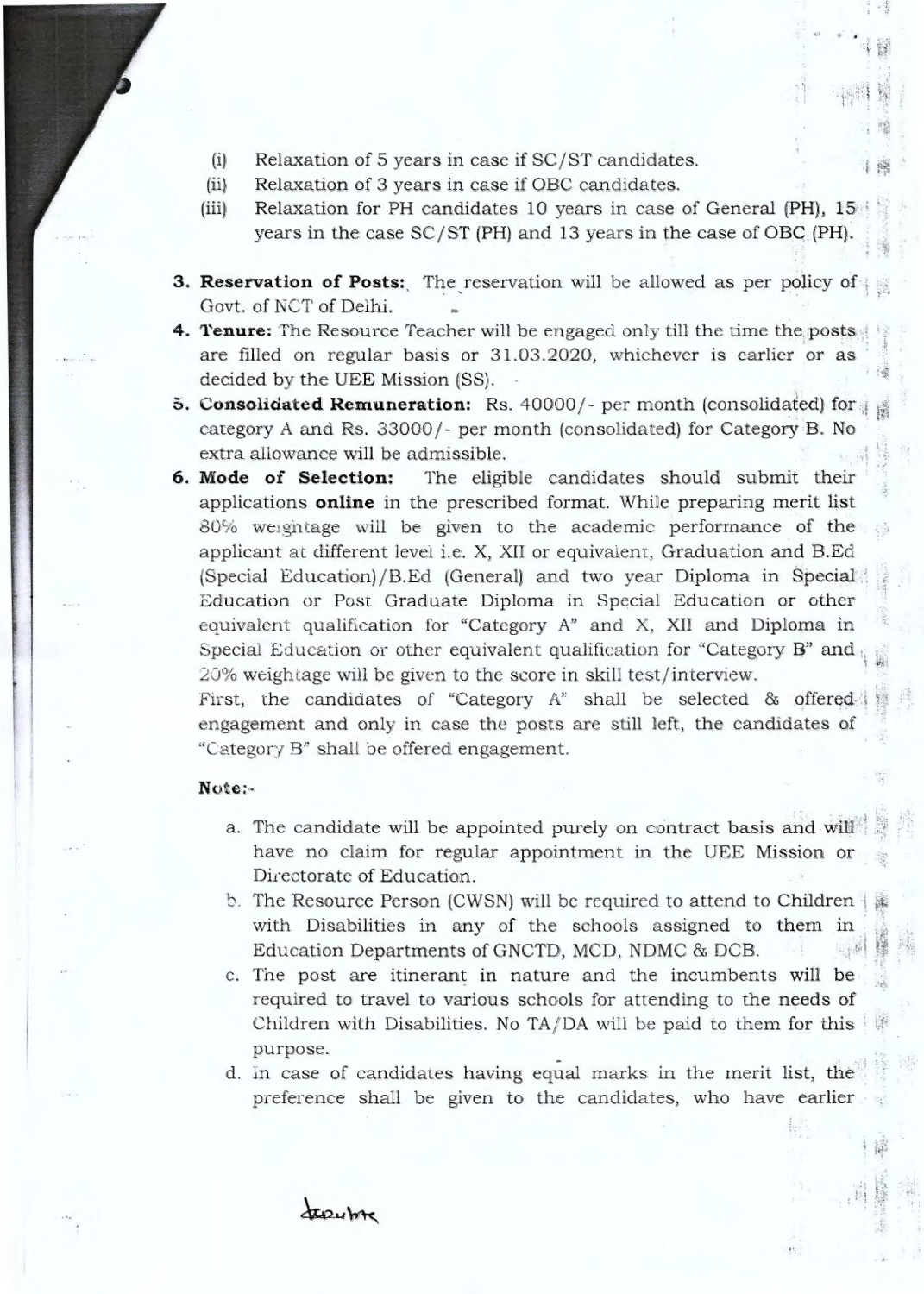(i) Relaxation of 5 years in case if SC/ST candidates.

(ii) Relaxation of 3 years in case if OBC candidates.

(iii) Relaxation for PH candidates 10 years in case of General (PH), 15 years in the case SC/ST (PH) and 13 years in the case of OBC (PH).

3. **Reservation of Posts:** The reservation will be allowed as per policy of Govt. of NCT of Delhi.

4. **Tenure:** The Resource Teacher will be engaged only till the time the posts are filled on regular basis or 31.03.2020, whichever is earlier or as decided by the UEE Mission (SS).

5. **Consolidated Remuneration:** Rs. 40000/- per month (consolidated) for category A and Rs. 33000/- per month (consolidated) for Category B. No extra allowance will be admissible.

6. **Mode of Selection:** The eligible candidates should submit their applications **online** in the prescribed format. While preparing merit list 80% weightage will be given to the academic performance of the applicant at different level i.e. X, XII or equivalent, Graduation and B.Ed (Special Education)/B.Ed (General) and two year Diploma in Special Education or Post Graduate Diploma in Special Education or other equivalent qualification for "Category A" and X, XII and Diploma in Special Education or other equivalent qualification for "Category B" and 20% weightage will be given to the score in skill test/interview.

   First, the candidates of "Category A" shall be selected & offered engagement and only in case the posts are still left, the candidates of "Category B" shall be offered engagement.

**Note:-**

a. The candidate will be appointed purely on contract basis and will have no claim for regular appointment in the UEE Mission or Directorate of Education.

b. The Resource Person (CWSN) will be required to attend to Children with Disabilities in any of the schools assigned to them in Education Departments of GNCTD, MCD, NDMC & DCB.

c. The post are itinerant in nature and the incumbents will be required to travel to various schools for attending to the needs of Children with Disabilities. No TA/DA will be paid to them for this purpose.

d. In case of candidates having equal marks in the merit list, the preference shall be given to the candidates, who have earlier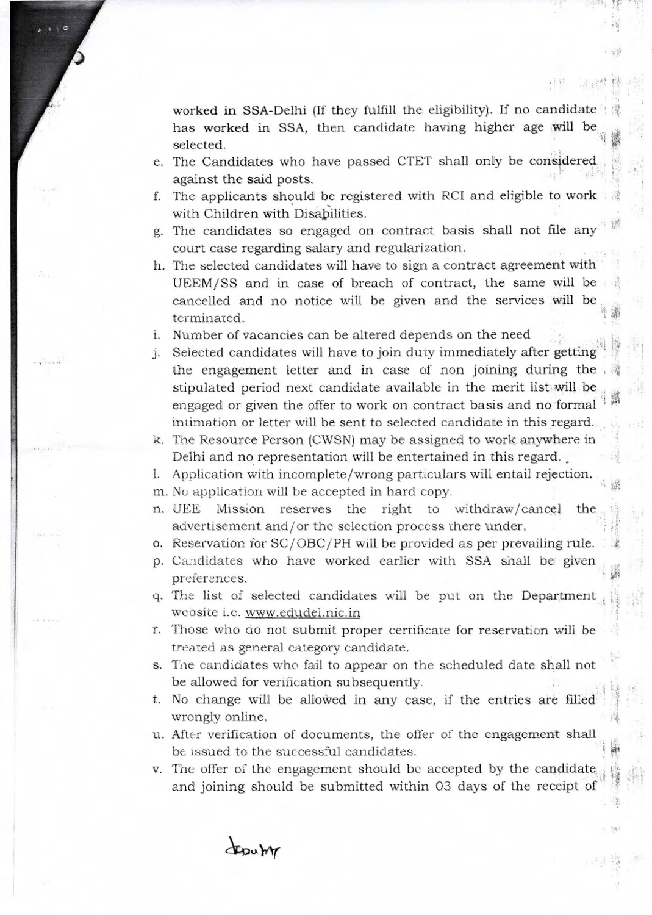worked in SSA-Delhi (If they fulfill the eligibility). If no candidate has worked in SSA, then candidate having higher age will be selected.

e. The Candidates who have passed CTET shall only be considered against the said posts.
f. The applicants should be registered with RCI and eligible to work with Children with Disabilities.
g. The candidates so engaged on contract basis shall not file any court case regarding salary and regularization.
h. The selected candidates will have to sign a contract agreement with UEEM/SS and in case of breach of contract, the same will be cancelled and no notice will be given and the services will be terminated.
i. Number of vacancies can be altered depends on the need
j. Selected candidates will have to join duty immediately after getting the engagement letter and in case of non joining during the stipulated period next candidate available in the merit list will be engaged or given the offer to work on contract basis and no formal intimation or letter will be sent to selected candidate in this regard.
k. The Resource Person (CWSN) may be assigned to work anywhere in Delhi and no representation will be entertained in this regard.
l. Application with incomplete/wrong particulars will entail rejection.
m. No application will be accepted in hard copy.
n. UEE Mission reserves the right to withdraw/cancel the advertisement and/or the selection process there under.
o. Reservation for SC/OBC/PH will be provided as per prevailing rule.
p. Candidates who have worked earlier with SSA shall be given preferences.
q. The list of selected candidates will be put on the Department website i.e. www.edudel.nic.in
r. Those who do not submit proper certificate for reservation will be treated as general category candidate.
s. The candidates who fail to appear on the scheduled date shall not be allowed for verification subsequently.
t. No change will be allowed in any case, if the entries are filled wrongly online.
u. After verification of documents, the offer of the engagement shall be issued to the successful candidates.
v. The offer of the engagement should be accepted by the candidate and joining should be submitted within 03 days of the receipt of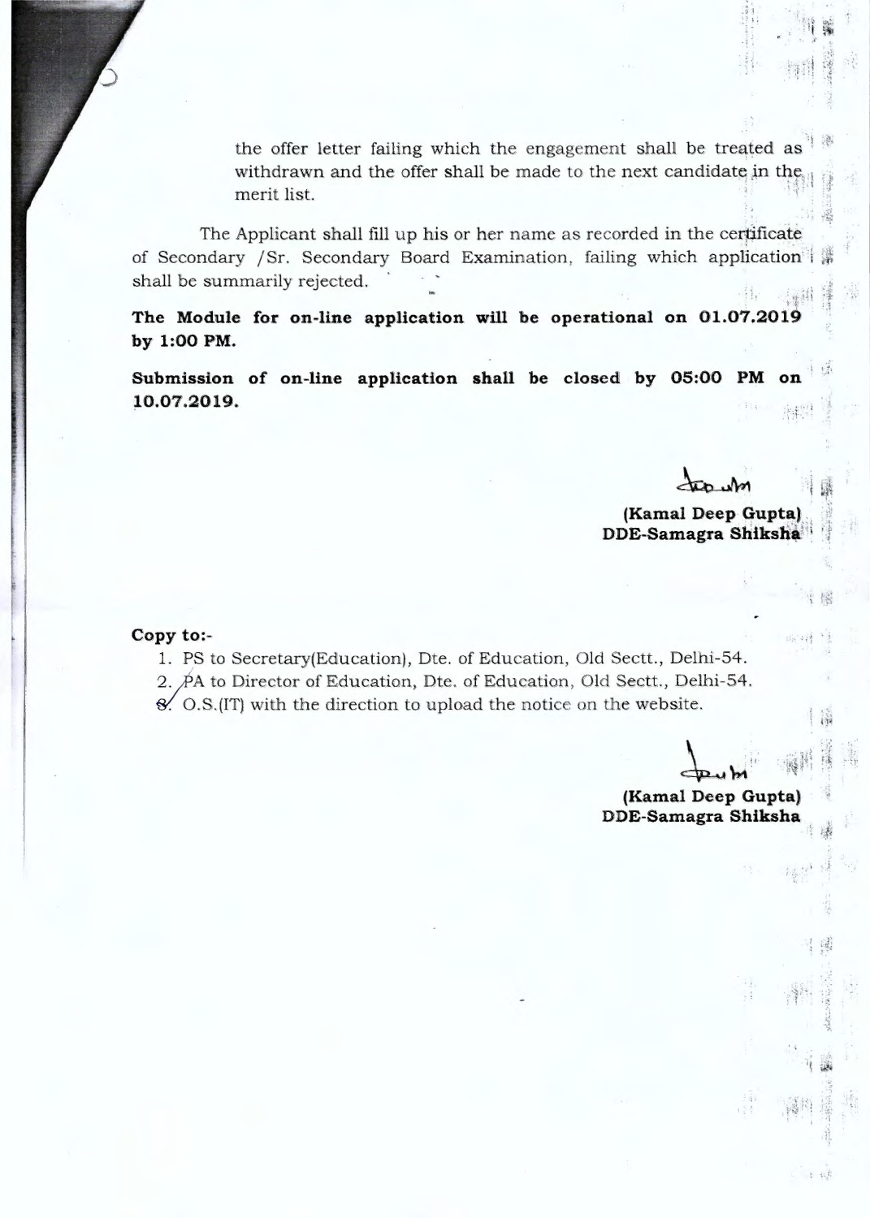the offer letter failing which the engagement shall be treated as withdrawn and the offer shall be made to the next candidate in the merit list.

The Applicant shall fill up his or her name as recorded in the certificate of Secondary /Sr. Secondary Board Examination, failing which application shall be summarily rejected.

**The Module for on-line application will be operational on 01.07.2019 by 1:00 PM.**

**Submission of on-line application shall be closed by 05:00 PM on 10.07.2019.**

**(Kamal Deep Gupta)**
**DDE-Samagra Shiksha**

**Copy to:-**

1. PS to Secretary(Education), Dte. of Education, Old Sectt., Delhi-54.
2. PA to Director of Education, Dte. of Education, Old Sectt., Delhi-54.
3. O.S.(IT) with the direction to upload the notice on the website.

**(Kamal Deep Gupta)**
**DDE-Samagra Shiksha**